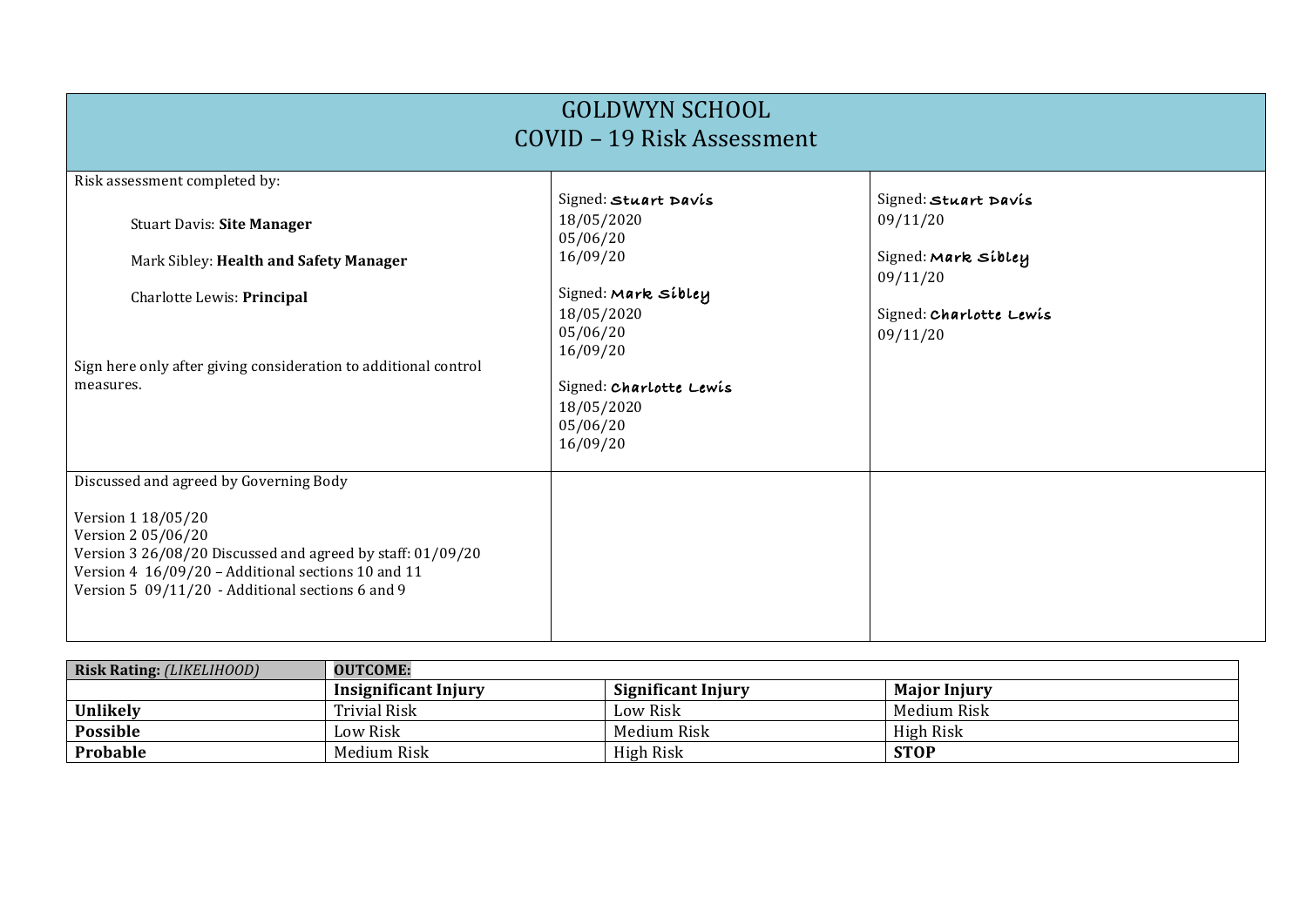# GOLDWYN SCHOOL
## COVID – 19 Risk Assessment

| Risk assessment completed by:<br><br>Stuart Davis: **Site Manager**<br><br>Mark Sibley: **Health and Safety Manager**<br><br>Charlotte Lewis: **Principal**<br><br>Sign here only after giving consideration to additional control measures. | Signed: Stuart Davis<br>18/05/2020<br>05/06/20<br>16/09/20<br><br>Signed: Mark Sibley<br>18/05/2020<br>05/06/20<br>16/09/20<br><br>Signed: Charlotte Lewis<br>18/05/2020<br>05/06/20<br>16/09/20 | Signed: Stuart Davis<br>09/11/20<br><br>Signed: Mark Sibley<br>09/11/20<br><br>Signed: Charlotte Lewis<br>09/11/20 |
|---|---|---|
| Discussed and agreed by Governing Body<br><br>Version 1 18/05/20<br>Version 2 05/06/20<br>Version 3 26/08/20 Discussed and agreed by staff: 01/09/20<br>Version 4 16/09/20 – Additional sections 10 and 11<br>Version 5 09/11/20 - Additional sections 6 and 9 | | |

| **Risk Rating:** *(LIKELIHOOD)* | **OUTCOME:** | | |
|---|---|---|---|
| | **Insignificant Injury** | **Significant Injury** | **Major Injury** |
| **Unlikely** | Trivial Risk | Low Risk | Medium Risk |
| **Possible** | Low Risk | Medium Risk | High Risk |
| **Probable** | Medium Risk | High Risk | **STOP** |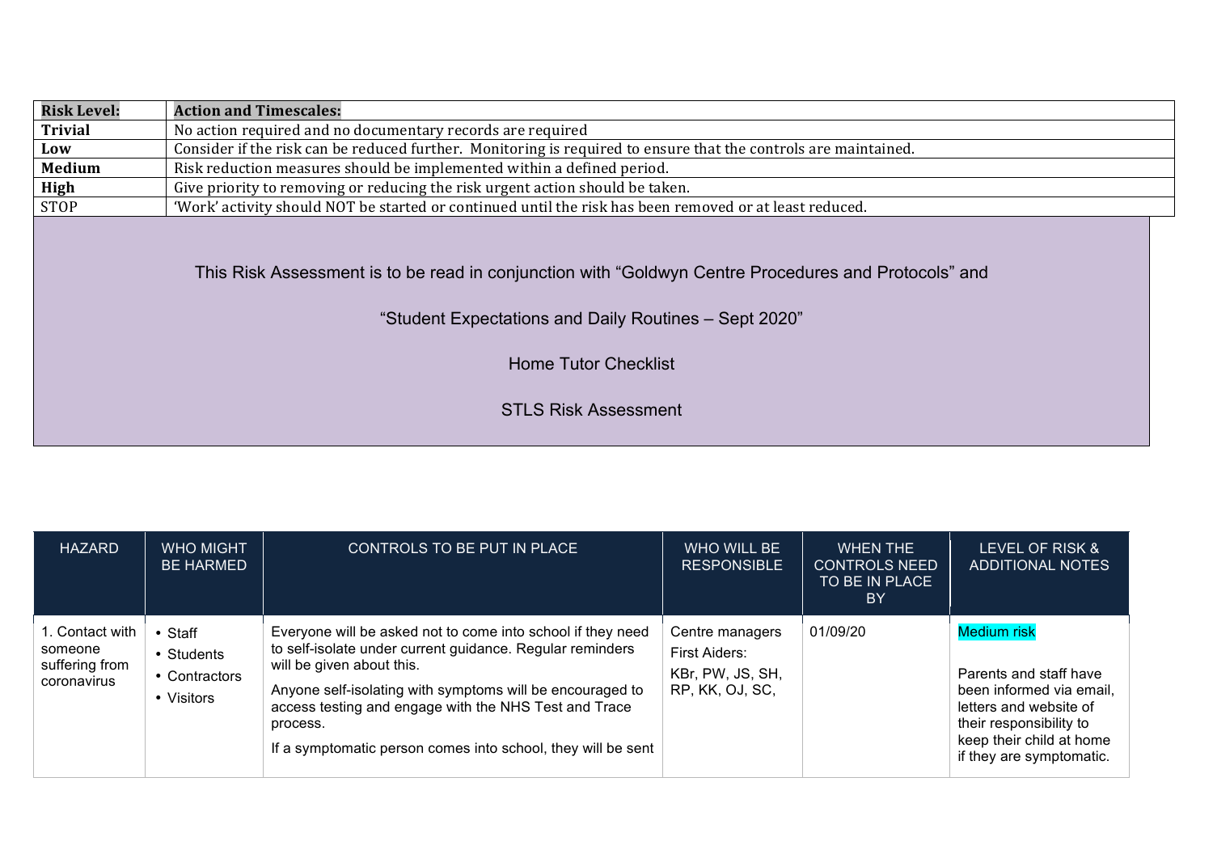| Risk Level: | Action and Timescales: |
|---|---|
| **Trivial** | No action required and no documentary records are required |
| **Low** | Consider if the risk can be reduced further. Monitoring is required to ensure that the controls are maintained. |
| **Medium** | Risk reduction measures should be implemented within a defined period. |
| **High** | Give priority to removing or reducing the risk urgent action should be taken. |
| STOP | 'Work' activity should NOT be started or continued until the risk has been removed or at least reduced. |

This Risk Assessment is to be read in conjunction with "Goldwyn Centre Procedures and Protocols" and

"Student Expectations and Daily Routines – Sept 2020"

Home Tutor Checklist

STLS Risk Assessment

| HAZARD | WHO MIGHT BE HARMED | CONTROLS TO BE PUT IN PLACE | WHO WILL BE RESPONSIBLE | WHEN THE CONTROLS NEED TO BE IN PLACE BY | LEVEL OF RISK & ADDITIONAL NOTES |
|---|---|---|---|---|---|
| 1. Contact with someone suffering from coronavirus | • Staff<br>• Students<br>• Contractors<br>• Visitors | Everyone will be asked not to come into school if they need to self-isolate under current guidance. Regular reminders will be given about this.<br>Anyone self-isolating with symptoms will be encouraged to access testing and engage with the NHS Test and Trace process.<br>If a symptomatic person comes into school, they will be sent | Centre managers<br>First Aiders:<br>KBr, PW, JS, SH, RP, KK, OJ, SC, | 01/09/20 | Medium risk<br><br>Parents and staff have been informed via email, letters and website of their responsibility to keep their child at home if they are symptomatic. |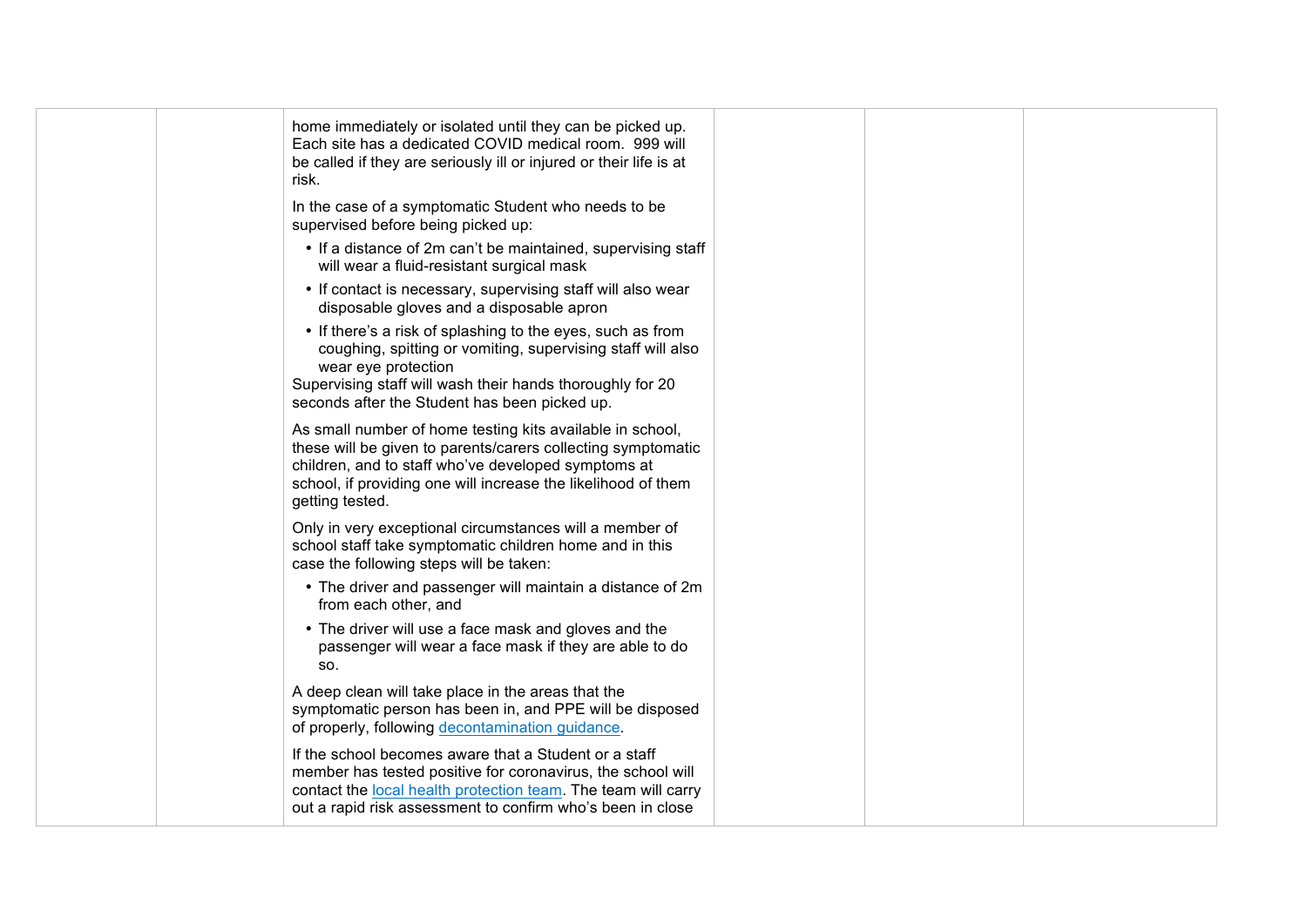|  |  | home immediately or isolated until they can be picked up. Each site has a dedicated COVID medical room. 999 will be called if they are seriously ill or injured or their life is at risk.<br><br>In the case of a symptomatic Student who needs to be supervised before being picked up:<br>• If a distance of 2m can't be maintained, supervising staff will wear a fluid-resistant surgical mask<br>• If contact is necessary, supervising staff will also wear disposable gloves and a disposable apron<br>• If there's a risk of splashing to the eyes, such as from coughing, spitting or vomiting, supervising staff will also wear eye protection<br>Supervising staff will wash their hands thoroughly for 20 seconds after the Student has been picked up.<br><br>As small number of home testing kits available in school, these will be given to parents/carers collecting symptomatic children, and to staff who've developed symptoms at school, if providing one will increase the likelihood of them getting tested.<br><br>Only in very exceptional circumstances will a member of school staff take symptomatic children home and in this case the following steps will be taken:<br>• The driver and passenger will maintain a distance of 2m from each other, and<br>• The driver will use a face mask and gloves and the passenger will wear a face mask if they are able to do so.<br><br>A deep clean will take place in the areas that the symptomatic person has been in, and PPE will be disposed of properly, following decontamination guidance.<br><br>If the school becomes aware that a Student or a staff member has tested positive for coronavirus, the school will contact the local health protection team. The team will carry out a rapid risk assessment to confirm who's been in close |  |  |  |
|---|---|---|---|---|---|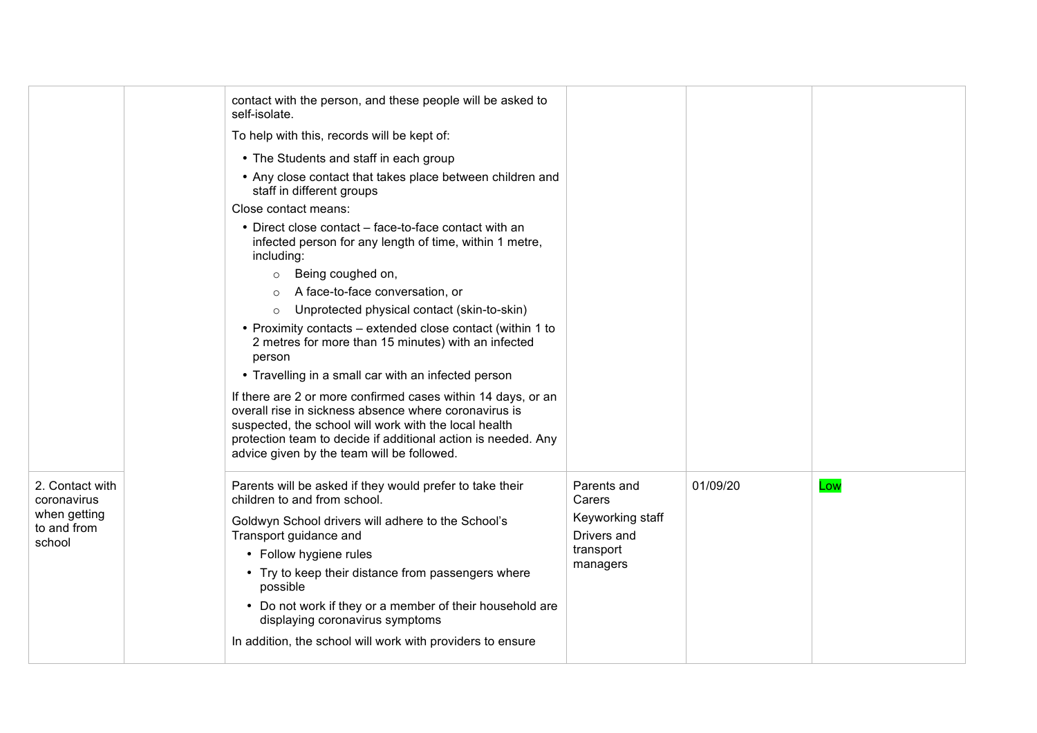| | | | | | |
|---|---|---|---|---|---|
| | | contact with the person, and these people will be asked to self-isolate.<br><br>To help with this, records will be kept of:<br><br>• The Students and staff in each group<br>• Any close contact that takes place between children and staff in different groups<br><br>Close contact means:<br><br>• Direct close contact – face-to-face contact with an infected person for any length of time, within 1 metre, including:<br>  ○ Being coughed on,<br>  ○ A face-to-face conversation, or<br>  ○ Unprotected physical contact (skin-to-skin)<br>• Proximity contacts – extended close contact (within 1 to 2 metres for more than 15 minutes) with an infected person<br>• Travelling in a small car with an infected person<br><br>If there are 2 or more confirmed cases within 14 days, or an overall rise in sickness absence where coronavirus is suspected, the school will work with the local health protection team to decide if additional action is needed. Any advice given by the team will be followed. | | | |
| 2. Contact with coronavirus when getting to and from school | | Parents will be asked if they would prefer to take their children to and from school.<br><br>Goldwyn School drivers will adhere to the School's Transport guidance and<br><br>• Follow hygiene rules<br>• Try to keep their distance from passengers where possible<br>• Do not work if they or a member of their household are displaying coronavirus symptoms<br><br>In addition, the school will work with providers to ensure | Parents and Carers<br><br>Keyworking staff<br><br>Drivers and transport managers | 01/09/20 | Low |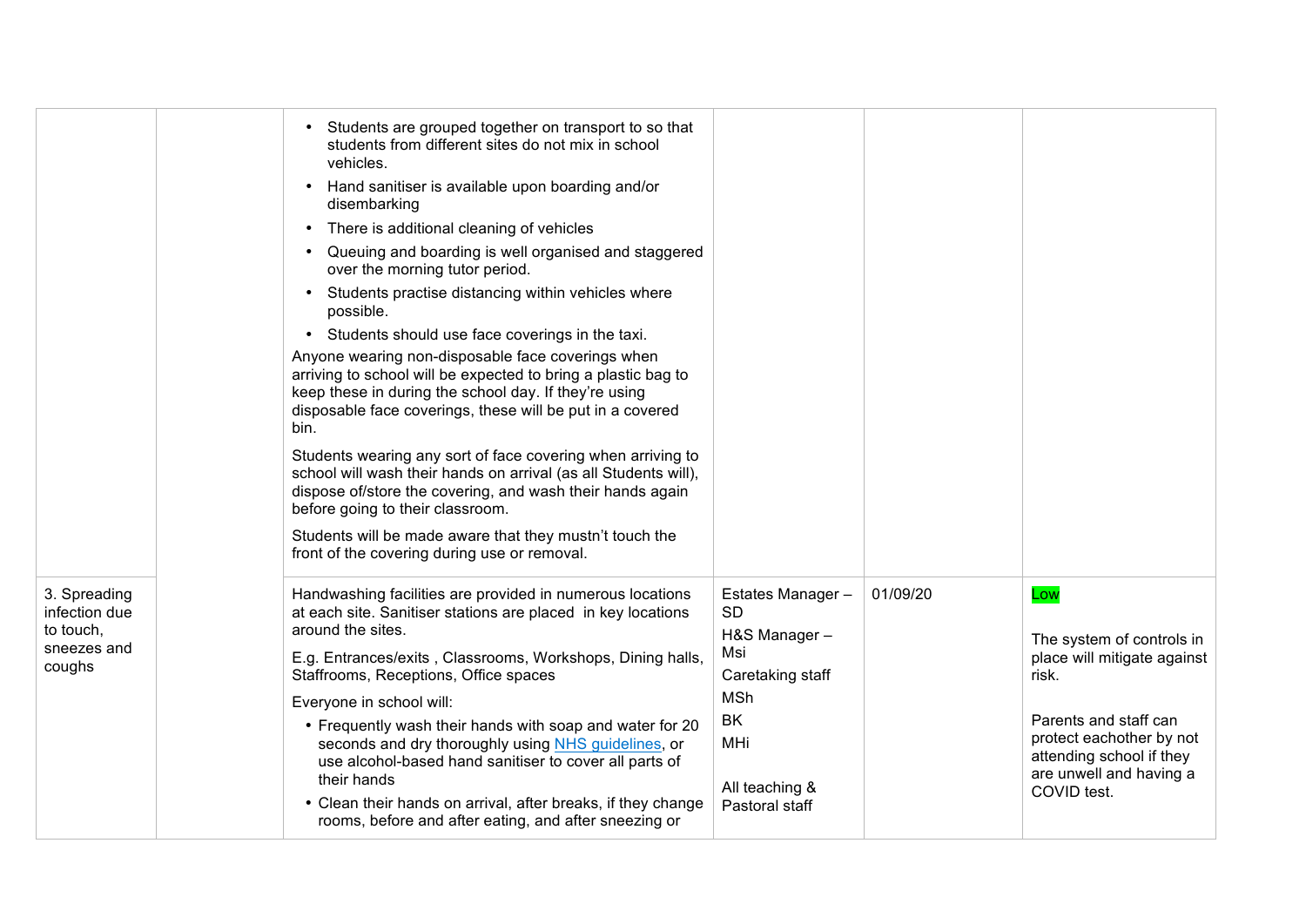| | | | | | |
|---|---|---|---|---|---|
| | | • Students are grouped together on transport to so that students from different sites do not mix in school vehicles.<br>• Hand sanitiser is available upon boarding and/or disembarking<br>• There is additional cleaning of vehicles<br>• Queuing and boarding is well organised and staggered over the morning tutor period.<br>• Students practise distancing within vehicles where possible.<br>• Students should use face coverings in the taxi.<br>Anyone wearing non-disposable face coverings when arriving to school will be expected to bring a plastic bag to keep these in during the school day. If they're using disposable face coverings, these will be put in a covered bin.<br><br>Students wearing any sort of face covering when arriving to school will wash their hands on arrival (as all Students will), dispose of/store the covering, and wash their hands again before going to their classroom.<br><br>Students will be made aware that they mustn't touch the front of the covering during use or removal. | | | |
| 3. Spreading infection due to touch, sneezes and coughs | | Handwashing facilities are provided in numerous locations at each site. Sanitiser stations are placed in key locations around the sites.<br><br>E.g. Entrances/exits , Classrooms, Workshops, Dining halls, Staffrooms, Receptions, Office spaces<br><br>Everyone in school will:<br>• Frequently wash their hands with soap and water for 20 seconds and dry thoroughly using [NHS guidelines](), or use alcohol-based hand sanitiser to cover all parts of their hands<br>• Clean their hands on arrival, after breaks, if they change rooms, before and after eating, and after sneezing or | Estates Manager – SD<br>H&S Manager – Msi<br>Caretaking staff<br>MSh<br>BK<br>MHi<br><br>All teaching & Pastoral staff | 01/09/20 | Low<br><br>The system of controls in place will mitigate against risk.<br><br>Parents and staff can protect eachother by not attending school if they are unwell and having a COVID test. |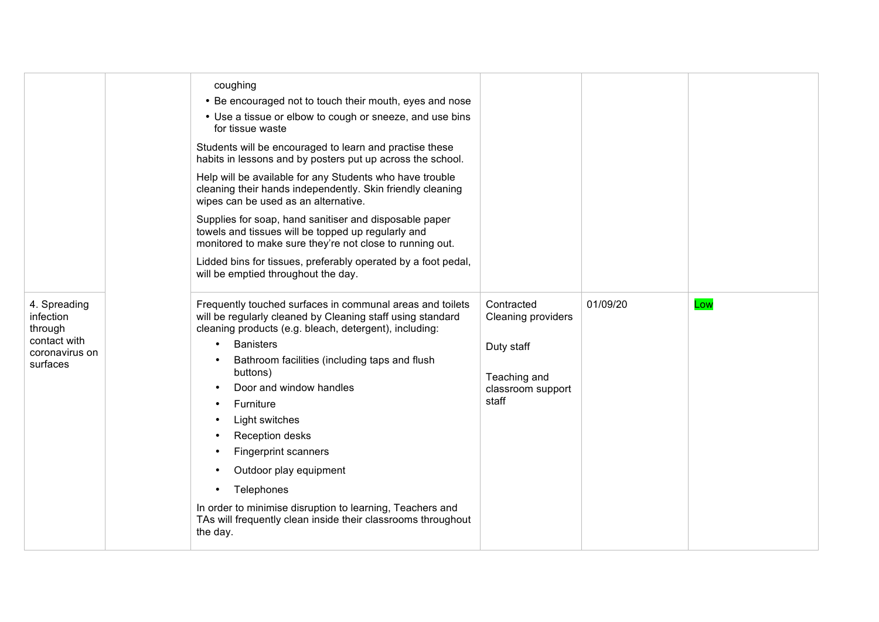| | | | | | |
|---|---|---|---|---|---|
| | | coughing<br>• Be encouraged not to touch their mouth, eyes and nose<br>• Use a tissue or elbow to cough or sneeze, and use bins for tissue waste<br><br>Students will be encouraged to learn and practise these habits in lessons and by posters put up across the school.<br><br>Help will be available for any Students who have trouble cleaning their hands independently. Skin friendly cleaning wipes can be used as an alternative.<br><br>Supplies for soap, hand sanitiser and disposable paper towels and tissues will be topped up regularly and monitored to make sure they're not close to running out.<br><br>Lidded bins for tissues, preferably operated by a foot pedal, will be emptied throughout the day. | | | |
| 4. Spreading infection through contact with coronavirus on surfaces | | Frequently touched surfaces in communal areas and toilets will be regularly cleaned by Cleaning staff using standard cleaning products (e.g. bleach, detergent), including:<br>• Banisters<br>• Bathroom facilities (including taps and flush buttons)<br>• Door and window handles<br>• Furniture<br>• Light switches<br>• Reception desks<br>• Fingerprint scanners<br>• Outdoor play equipment<br>• Telephones<br><br>In order to minimise disruption to learning, Teachers and TAs will frequently clean inside their classrooms throughout the day. | Contracted Cleaning providers<br><br>Duty staff<br><br>Teaching and classroom support staff | 01/09/20 | Low |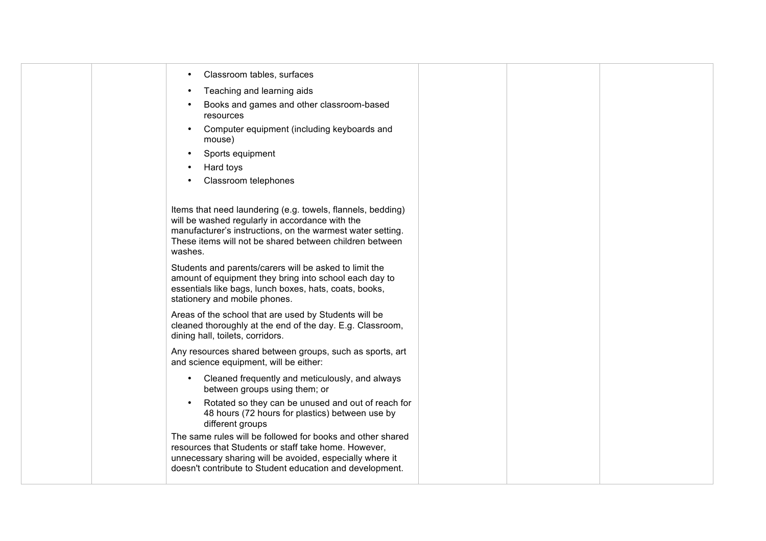| | | | | | |
|---|---|---|---|---|---|
| | | • Classroom tables, surfaces<br>• Teaching and learning aids<br>• Books and games and other classroom-based resources<br>• Computer equipment (including keyboards and mouse)<br>• Sports equipment<br>• Hard toys<br>• Classroom telephones<br><br>Items that need laundering (e.g. towels, flannels, bedding) will be washed regularly in accordance with the manufacturer's instructions, on the warmest water setting. These items will not be shared between children between washes.<br><br>Students and parents/carers will be asked to limit the amount of equipment they bring into school each day to essentials like bags, lunch boxes, hats, coats, books, stationery and mobile phones.<br><br>Areas of the school that are used by Students will be cleaned thoroughly at the end of the day. E.g. Classroom, dining hall, toilets, corridors.<br><br>Any resources shared between groups, such as sports, art and science equipment, will be either:<br>• Cleaned frequently and meticulously, and always between groups using them; or<br>• Rotated so they can be unused and out of reach for 48 hours (72 hours for plastics) between use by different groups<br><br>The same rules will be followed for books and other shared resources that Students or staff take home. However, unnecessary sharing will be avoided, especially where it doesn't contribute to Student education and development. | | | |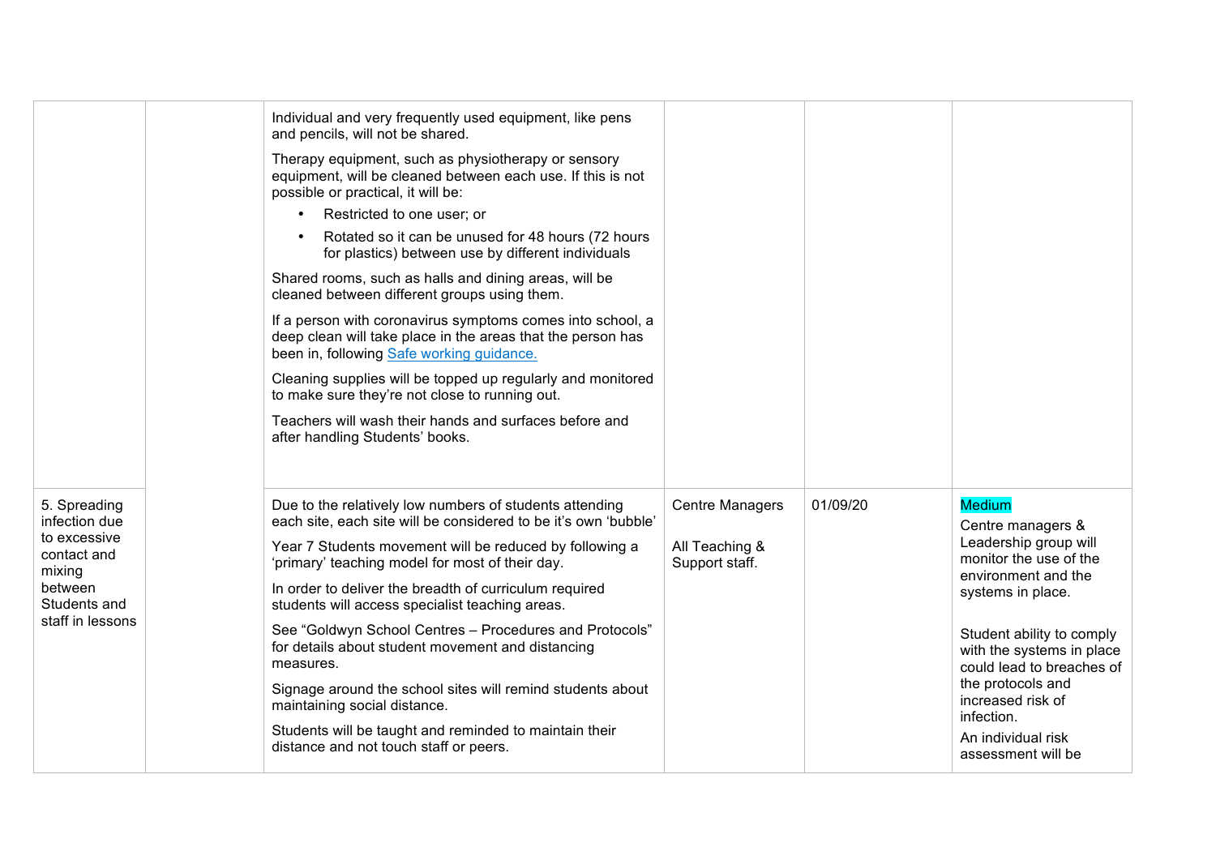| | | | | | |
|---|---|---|---|---|---|
| | | Individual and very frequently used equipment, like pens and pencils, will not be shared.<br><br>Therapy equipment, such as physiotherapy or sensory equipment, will be cleaned between each use. If this is not possible or practical, it will be:<br>• Restricted to one user; or<br>• Rotated so it can be unused for 48 hours (72 hours for plastics) between use by different individuals<br><br>Shared rooms, such as halls and dining areas, will be cleaned between different groups using them.<br><br>If a person with coronavirus symptoms comes into school, a deep clean will take place in the areas that the person has been in, following [Safe working guidance.]<br><br>Cleaning supplies will be topped up regularly and monitored to make sure they're not close to running out.<br><br>Teachers will wash their hands and surfaces before and after handling Students' books. | | | |
| 5. Spreading infection due to excessive contact and mixing between Students and staff in lessons | | Due to the relatively low numbers of students attending each site, each site will be considered to be it's own 'bubble'<br><br>Year 7 Students movement will be reduced by following a 'primary' teaching model for most of their day.<br><br>In order to deliver the breadth of curriculum required students will access specialist teaching areas.<br><br>See "Goldwyn School Centres – Procedures and Protocols" for details about student movement and distancing measures.<br><br>Signage around the school sites will remind students about maintaining social distance.<br><br>Students will be taught and reminded to maintain their distance and not touch staff or peers. | Centre Managers<br><br>All Teaching & Support staff. | 01/09/20 | Medium<br>Centre managers & Leadership group will monitor the use of the environment and the systems in place.<br><br>Student ability to comply with the systems in place could lead to breaches of the protocols and increased risk of infection.<br>An individual risk assessment will be |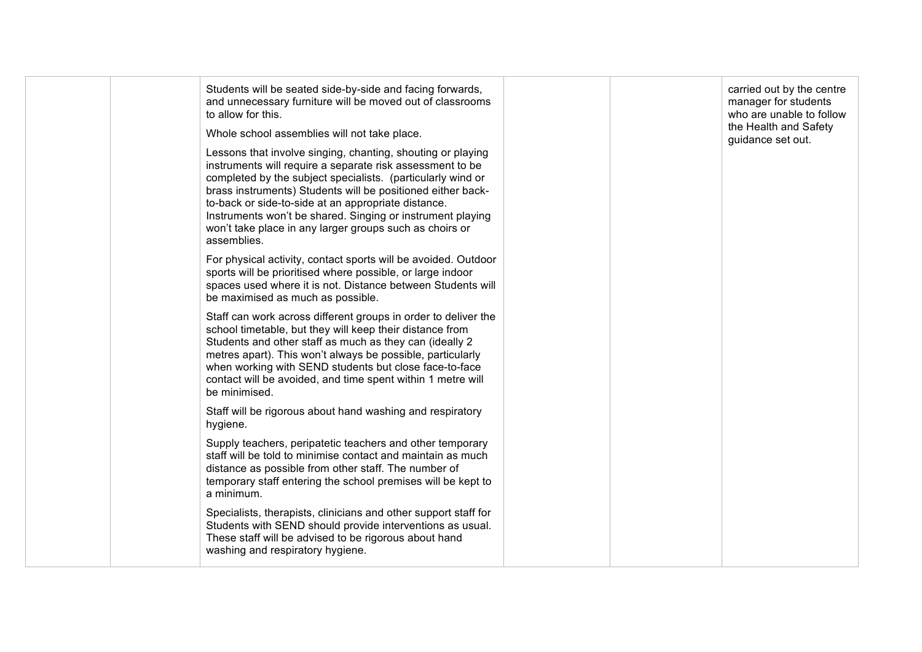| | | | | | |
|---|---|---|---|---|---|
| | | Students will be seated side-by-side and facing forwards, and unnecessary furniture will be moved out of classrooms to allow for this.<br><br>Whole school assemblies will not take place.<br><br>Lessons that involve singing, chanting, shouting or playing instruments will require a separate risk assessment to be completed by the subject specialists. (particularly wind or brass instruments) Students will be positioned either back-to-back or side-to-side at an appropriate distance. Instruments won't be shared. Singing or instrument playing won't take place in any larger groups such as choirs or assemblies.<br><br>For physical activity, contact sports will be avoided. Outdoor sports will be prioritised where possible, or large indoor spaces used where it is not. Distance between Students will be maximised as much as possible.<br><br>Staff can work across different groups in order to deliver the school timetable, but they will keep their distance from Students and other staff as much as they can (ideally 2 metres apart). This won't always be possible, particularly when working with SEND students but close face-to-face contact will be avoided, and time spent within 1 metre will be minimised.<br><br>Staff will be rigorous about hand washing and respiratory hygiene.<br><br>Supply teachers, peripatetic teachers and other temporary staff will be told to minimise contact and maintain as much distance as possible from other staff. The number of temporary staff entering the school premises will be kept to a minimum.<br><br>Specialists, therapists, clinicians and other support staff for Students with SEND should provide interventions as usual. These staff will be advised to be rigorous about hand washing and respiratory hygiene. | | | carried out by the centre manager for students who are unable to follow the Health and Safety guidance set out. |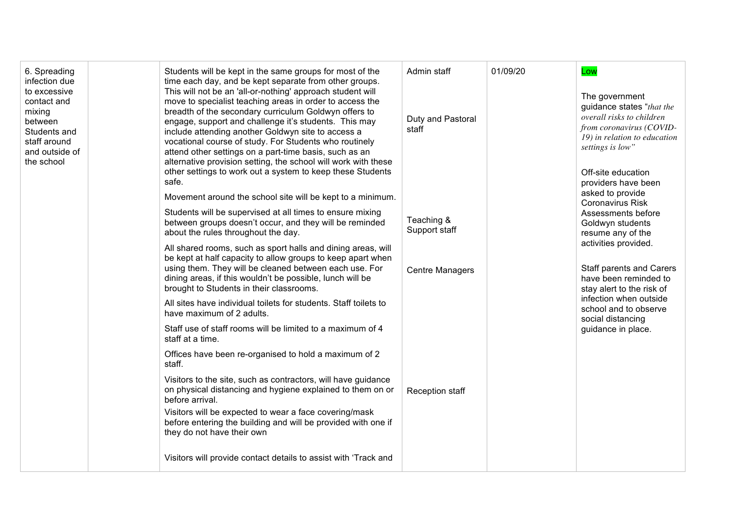| 6. Spreading infection due to excessive contact and mixing between Students and staff around and outside of the school | | Students will be kept in the same groups for most of the time each day, and be kept separate from other groups. This will not be an 'all-or-nothing' approach student will move to specialist teaching areas in order to access the breadth of the secondary curriculum Goldwyn offers to engage, support and challenge it's students. This may include attending another Goldwyn site to access a vocational course of study. For Students who routinely attend other settings on a part-time basis, such as an alternative provision setting, the school will work with these other settings to work out a system to keep these Students safe.<br><br>Movement around the school site will be kept to a minimum.<br><br>Students will be supervised at all times to ensure mixing between groups doesn't occur, and they will be reminded about the rules throughout the day.<br><br>All shared rooms, such as sport halls and dining areas, will be kept at half capacity to allow groups to keep apart when using them. They will be cleaned between each use. For dining areas, if this wouldn't be possible, lunch will be brought to Students in their classrooms.<br><br>All sites have individual toilets for students. Staff toilets to have maximum of 2 adults.<br><br>Staff use of staff rooms will be limited to a maximum of 4 staff at a time.<br><br>Offices have been re-organised to hold a maximum of 2 staff.<br><br>Visitors to the site, such as contractors, will have guidance on physical distancing and hygiene explained to them on or before arrival.<br>Visitors will be expected to wear a face covering/mask before entering the building and will be provided with one if they do not have their own<br><br>Visitors will provide contact details to assist with 'Track and | Admin staff<br><br>Duty and Pastoral staff<br><br>Teaching & Support staff<br><br>Centre Managers<br><br>Reception staff | 01/09/20 | Low<br><br>The government guidance states "*that the overall risks to children from coronavirus (COVID-19) in relation to education settings is low*"<br><br>Off-site education providers have been asked to provide Coronavirus Risk Assessments before Goldwyn students resume any of the activities provided.<br><br>Staff parents and Carers have been reminded to stay alert to the risk of infection when outside school and to observe social distancing guidance in place. |
|---|---|---|---|---|---|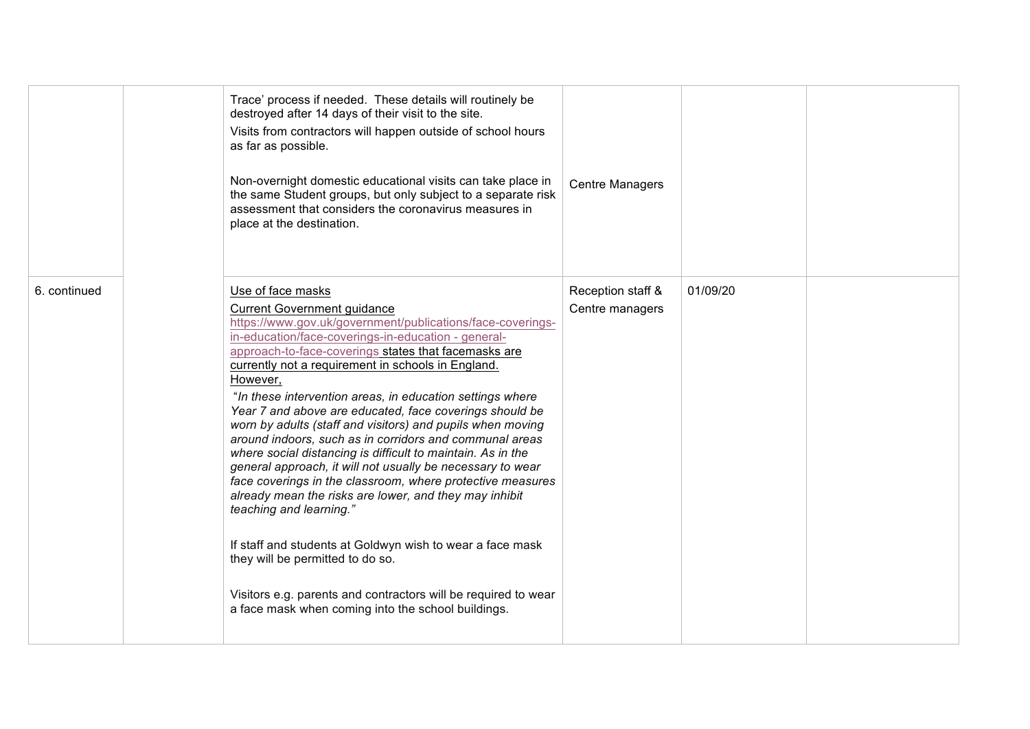| | | | | | |
|---|---|---|---|---|---|
| | | Trace' process if needed. These details will routinely be destroyed after 14 days of their visit to the site.<br>Visits from contractors will happen outside of school hours as far as possible.<br><br>Non-overnight domestic educational visits can take place in the same Student groups, but only subject to a separate risk assessment that considers the coronavirus measures in place at the destination. | Centre Managers | | |
| 6. continued | | Use of face masks<br>Current Government guidance https://www.gov.uk/government/publications/face-coverings-in-education/face-coverings-in-education - general-approach-to-face-coverings states that facemasks are currently not a requirement in schools in England. However,<br>"*In these intervention areas, in education settings where Year 7 and above are educated, face coverings should be worn by adults (staff and visitors) and pupils when moving around indoors, such as in corridors and communal areas where social distancing is difficult to maintain. As in the general approach, it will not usually be necessary to wear face coverings in the classroom, where protective measures already mean the risks are lower, and they may inhibit teaching and learning.*"<br><br>If staff and students at Goldwyn wish to wear a face mask they will be permitted to do so.<br><br>Visitors e.g. parents and contractors will be required to wear a face mask when coming into the school buildings. | Reception staff & Centre managers | 01/09/20 | |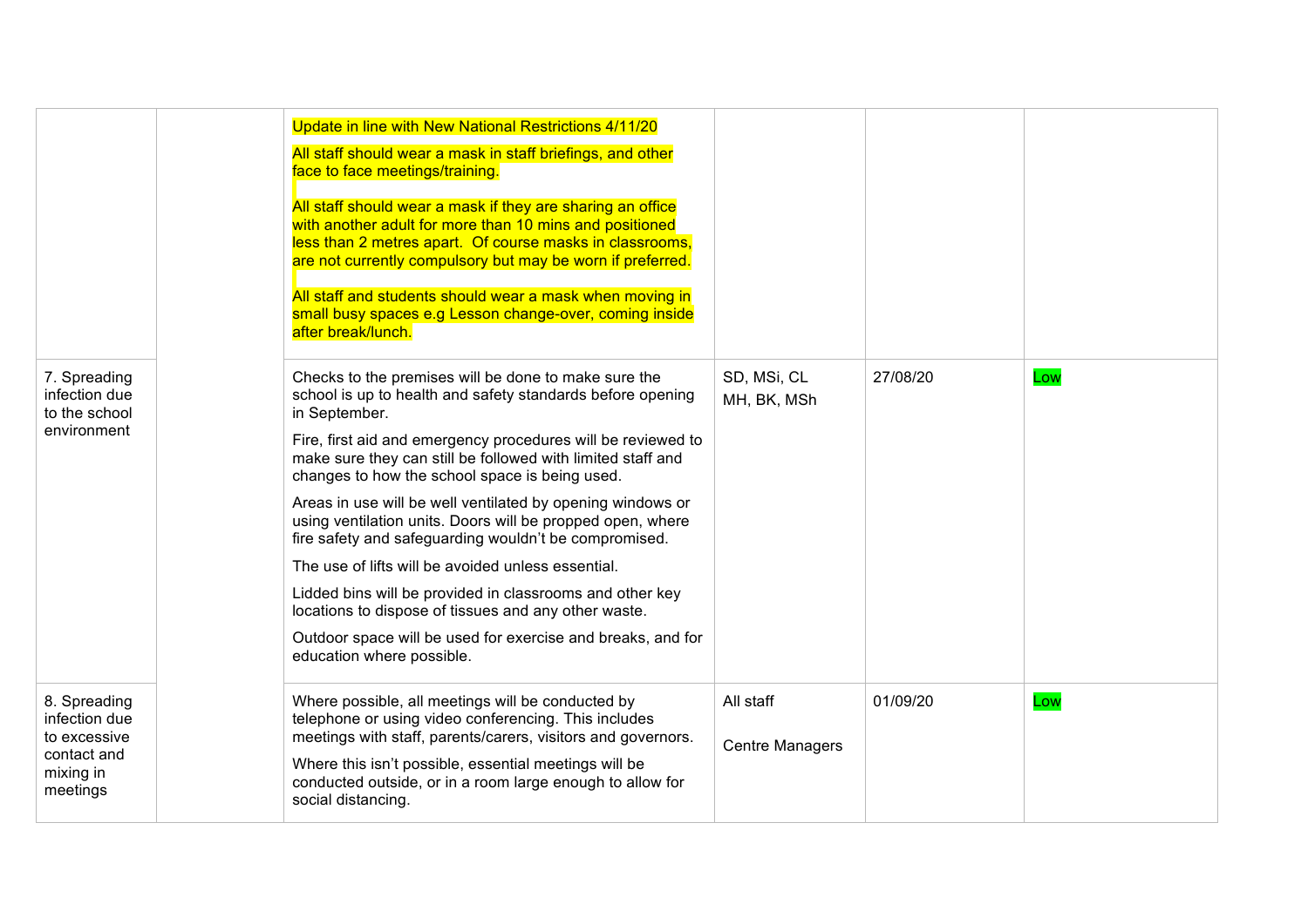|  |  |  |  |  |  |
|---|---|---|---|---|---|
|  |  | Update in line with New National Restrictions 4/11/20<br><br>All staff should wear a mask in staff briefings, and other face to face meetings/training.<br><br>All staff should wear a mask if they are sharing an office with another adult for more than 10 mins and positioned less than 2 metres apart. Of course masks in classrooms, are not currently compulsory but may be worn if preferred.<br><br>All staff and students should wear a mask when moving in small busy spaces e.g Lesson change-over, coming inside after break/lunch. |  |  |  |
| 7. Spreading infection due to the school environment |  | Checks to the premises will be done to make sure the school is up to health and safety standards before opening in September.<br><br>Fire, first aid and emergency procedures will be reviewed to make sure they can still be followed with limited staff and changes to how the school space is being used.<br><br>Areas in use will be well ventilated by opening windows or using ventilation units. Doors will be propped open, where fire safety and safeguarding wouldn't be compromised.<br><br>The use of lifts will be avoided unless essential.<br><br>Lidded bins will be provided in classrooms and other key locations to dispose of tissues and any other waste.<br><br>Outdoor space will be used for exercise and breaks, and for education where possible. | SD, MSi, CL<br>MH, BK, MSh | 27/08/20 | Low |
| 8. Spreading infection due to excessive contact and mixing in meetings |  | Where possible, all meetings will be conducted by telephone or using video conferencing. This includes meetings with staff, parents/carers, visitors and governors.<br><br>Where this isn't possible, essential meetings will be conducted outside, or in a room large enough to allow for social distancing. | All staff<br><br>Centre Managers | 01/09/20 | Low |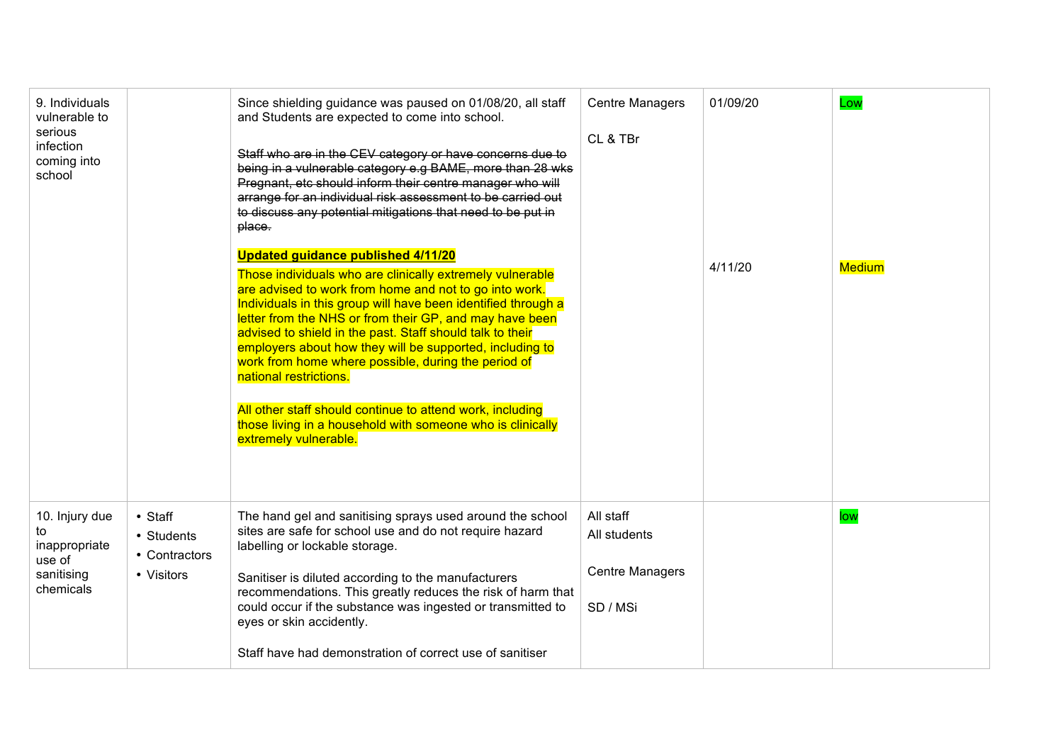| | | | | | |
|---|---|---|---|---|---|
| 9. Individuals vulnerable to serious infection coming into school | | Since shielding guidance was paused on 01/08/20, all staff and Students are expected to come into school.<br><br>~~Staff who are in the CEV category or have concerns due to being in a vulnerable category e.g BAME, more than 28 wks Pregnant, etc should inform their centre manager who will arrange for an individual risk assessment to be carried out to discuss any potential mitigations that need to be put in place.~~<br><br>**<u>Updated guidance published 4/11/20</u>**<br>Those individuals who are clinically extremely vulnerable are advised to work from home and not to go into work. Individuals in this group will have been identified through a letter from the NHS or from their GP, and may have been advised to shield in the past. Staff should talk to their employers about how they will be supported, including to work from home where possible, during the period of national restrictions.<br><br>All other staff should continue to attend work, including those living in a household with someone who is clinically extremely vulnerable. | Centre Managers<br><br>CL & TBr | 01/09/20<br><br>4/11/20 | Low<br><br>Medium |
| 10. Injury due to inappropriate use of sanitising chemicals | • Staff<br>• Students<br>• Contractors<br>• Visitors | The hand gel and sanitising sprays used around the school sites are safe for school use and do not require hazard labelling or lockable storage.<br><br>Sanitiser is diluted according to the manufacturers recommendations. This greatly reduces the risk of harm that could occur if the substance was ingested or transmitted to eyes or skin accidently.<br><br>Staff have had demonstration of correct use of sanitiser | All staff<br>All students<br><br>Centre Managers<br><br>SD / MSi | | low |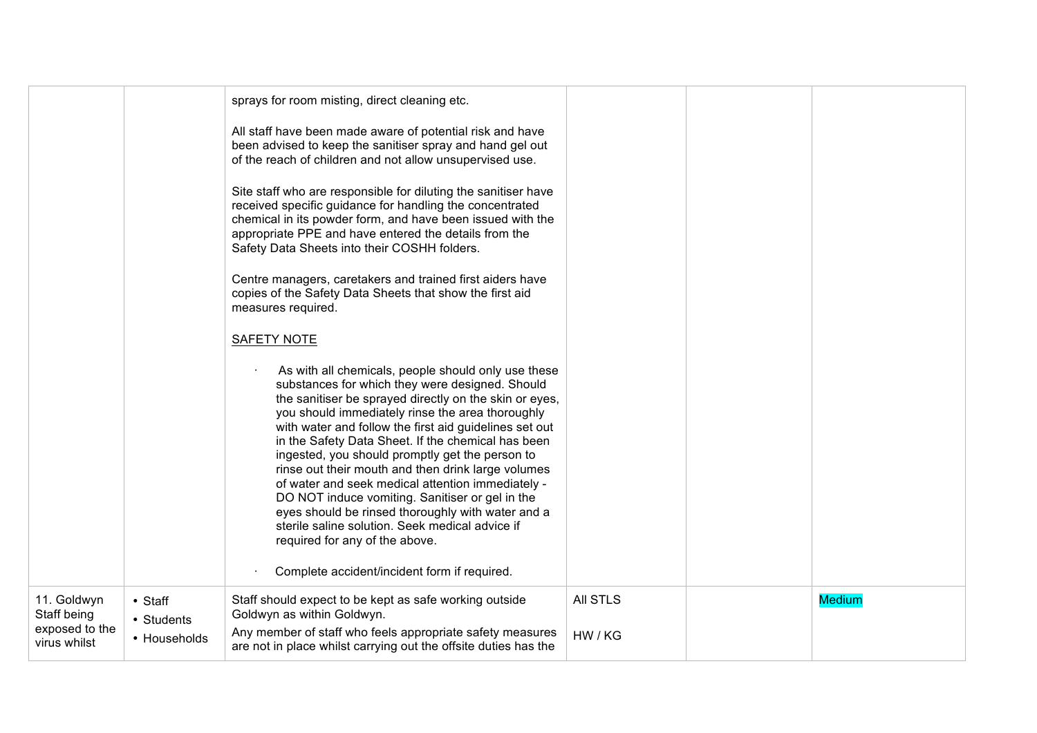| | | | | | |
|---|---|---|---|---|---|
| | | sprays for room misting, direct cleaning etc.<br><br>All staff have been made aware of potential risk and have been advised to keep the sanitiser spray and hand gel out of the reach of children and not allow unsupervised use.<br><br>Site staff who are responsible for diluting the sanitiser have received specific guidance for handling the concentrated chemical in its powder form, and have been issued with the appropriate PPE and have entered the details from the Safety Data Sheets into their COSHH folders.<br><br>Centre managers, caretakers and trained first aiders have copies of the Safety Data Sheets that show the first aid measures required.<br><br><u>SAFETY NOTE</u><br><br>· As with all chemicals, people should only use these substances for which they were designed. Should the sanitiser be sprayed directly on the skin or eyes, you should immediately rinse the area thoroughly with water and follow the first aid guidelines set out in the Safety Data Sheet. If the chemical has been ingested, you should promptly get the person to rinse out their mouth and then drink large volumes of water and seek medical attention immediately - DO NOT induce vomiting. Sanitiser or gel in the eyes should be rinsed thoroughly with water and a sterile saline solution. Seek medical advice if required for any of the above.<br><br>· Complete accident/incident form if required. | | | |
| 11. Goldwyn Staff being exposed to the virus whilst | • Staff<br>• Students<br>• Households | Staff should expect to be kept as safe working outside Goldwyn as within Goldwyn.<br><br>Any member of staff who feels appropriate safety measures are not in place whilst carrying out the offsite duties has the | All STLS<br><br>HW / KG | | Medium |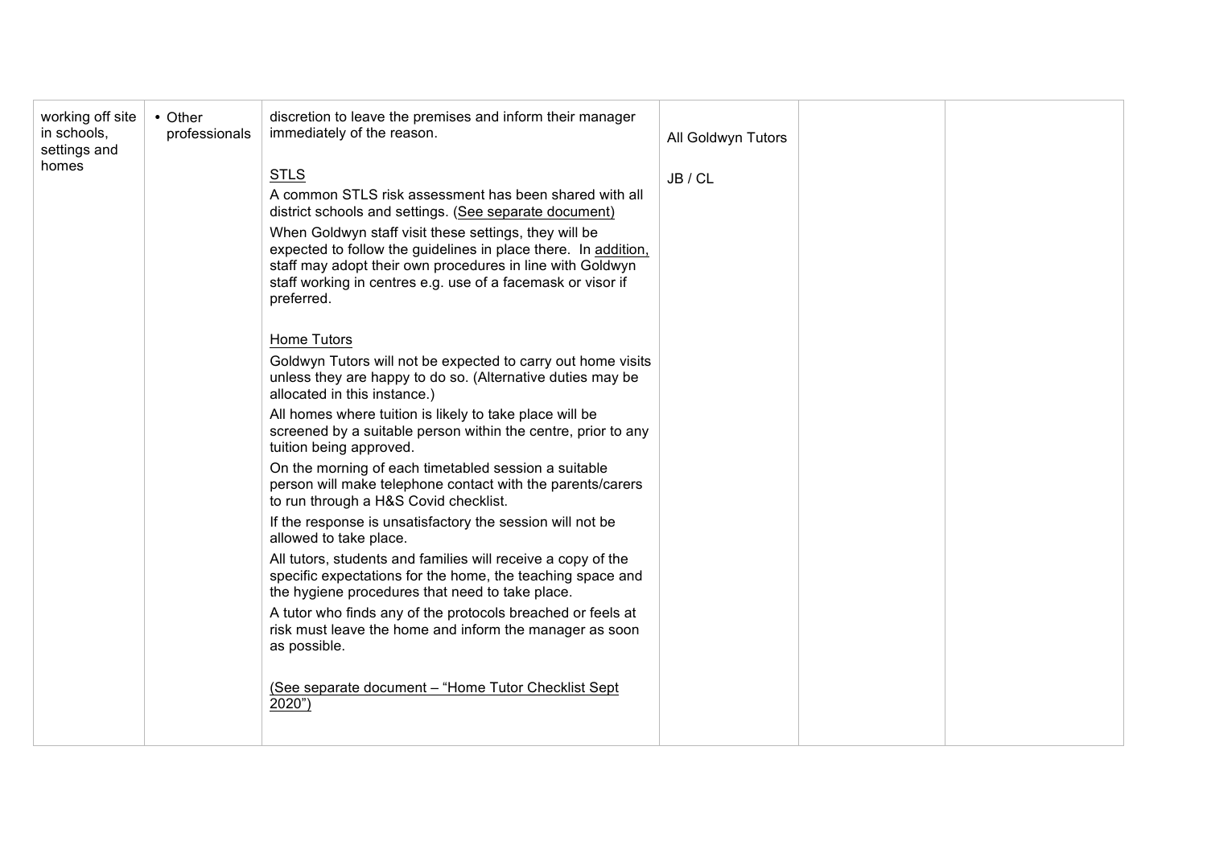| | | | | | |
|---|---|---|---|---|---|
| working off site in schools, settings and homes | • Other professionals | discretion to leave the premises and inform their manager immediately of the reason.<br><br><u>STLS</u><br>A common STLS risk assessment has been shared with all district schools and settings. (<u>See separate document)</u><br>When Goldwyn staff visit these settings, they will be expected to follow the guidelines in place there. In <u>addition,</u> staff may adopt their own procedures in line with Goldwyn staff working in centres e.g. use of a facemask or visor if preferred.<br><br><u>Home Tutors</u><br>Goldwyn Tutors will not be expected to carry out home visits unless they are happy to do so. (Alternative duties may be allocated in this instance.)<br>All homes where tuition is likely to take place will be screened by a suitable person within the centre, prior to any tuition being approved.<br>On the morning of each timetabled session a suitable person will make telephone contact with the parents/carers to run through a H&S Covid checklist.<br>If the response is unsatisfactory the session will not be allowed to take place.<br>All tutors, students and families will receive a copy of the specific expectations for the home, the teaching space and the hygiene procedures that need to take place.<br>A tutor who finds any of the protocols breached or feels at risk must leave the home and inform the manager as soon as possible.<br><br><u>(See separate document – "Home Tutor Checklist Sept 2020")</u> | All Goldwyn Tutors<br><br>JB / CL | | |